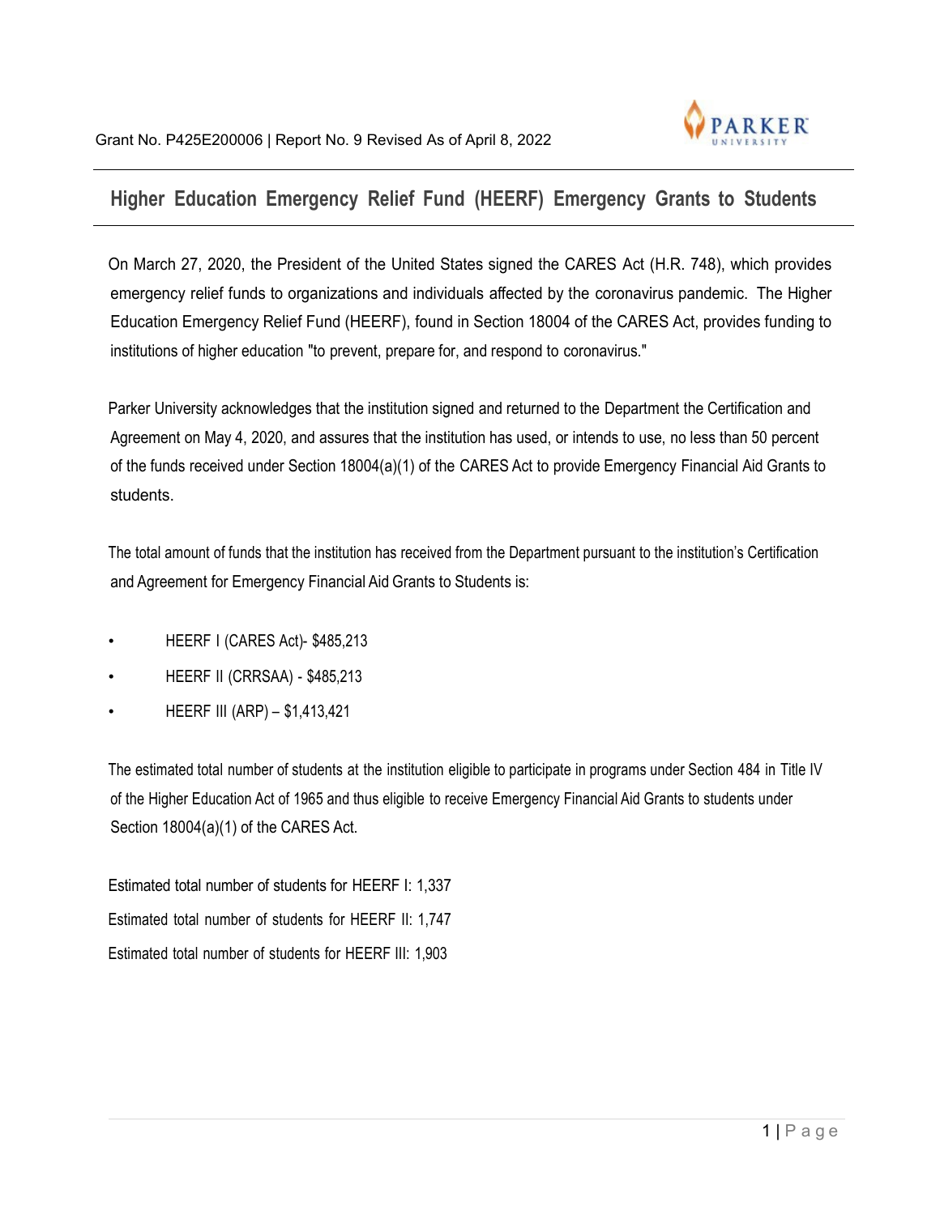Grant No. P425E200006 | Report No. 9 Revised As of April 8, 2022

## Higher Education Emergency Relief Fund (HEERF) Emergency Grants to Students

On March 27, 2020, the President of the United States signed the CARES Act (H.R. 748), which provides emergency relief funds to organizations and individuals affected by the coronavirus pandemic. The Higher Education Emergency Relief Fund (HEERF), found in Section 18004 of the CARES Act, provides funding to institutions of higher education "to prevent, prepare for, and respond to coronavirus."

Parker University acknowledges that the institution signed and returned to the Department the Certification and Agreement on May 4, 2020, and assures that the institution has used, or intends to use, no less than 50 percent of the funds received under Section 18004(a)(1) of the CARES Act to provide Emergency Financial Aid Grants to students.

The total amount of funds that the institution has received from the Department pursuant to the institution's Certification and Agreement for Emergency Financial Aid Grants to Students is:

- HEERF I (CARES Act)- $485,213
- HEERF II (CRRSAA) - $485,213
- HEERF III (ARP) – $1,413,421

The estimated total number of students at the institution eligible to participate in programs under Section 484 in Title IV of the Higher Education Act of 1965 and thus eligible to receive Emergency Financial Aid Grants to students under Section 18004(a)(1) of the CARES Act.

Estimated total number of students for HEERF I: 1,337

Estimated total number of students for HEERF II: 1,747

Estimated total number of students for HEERF III: 1,903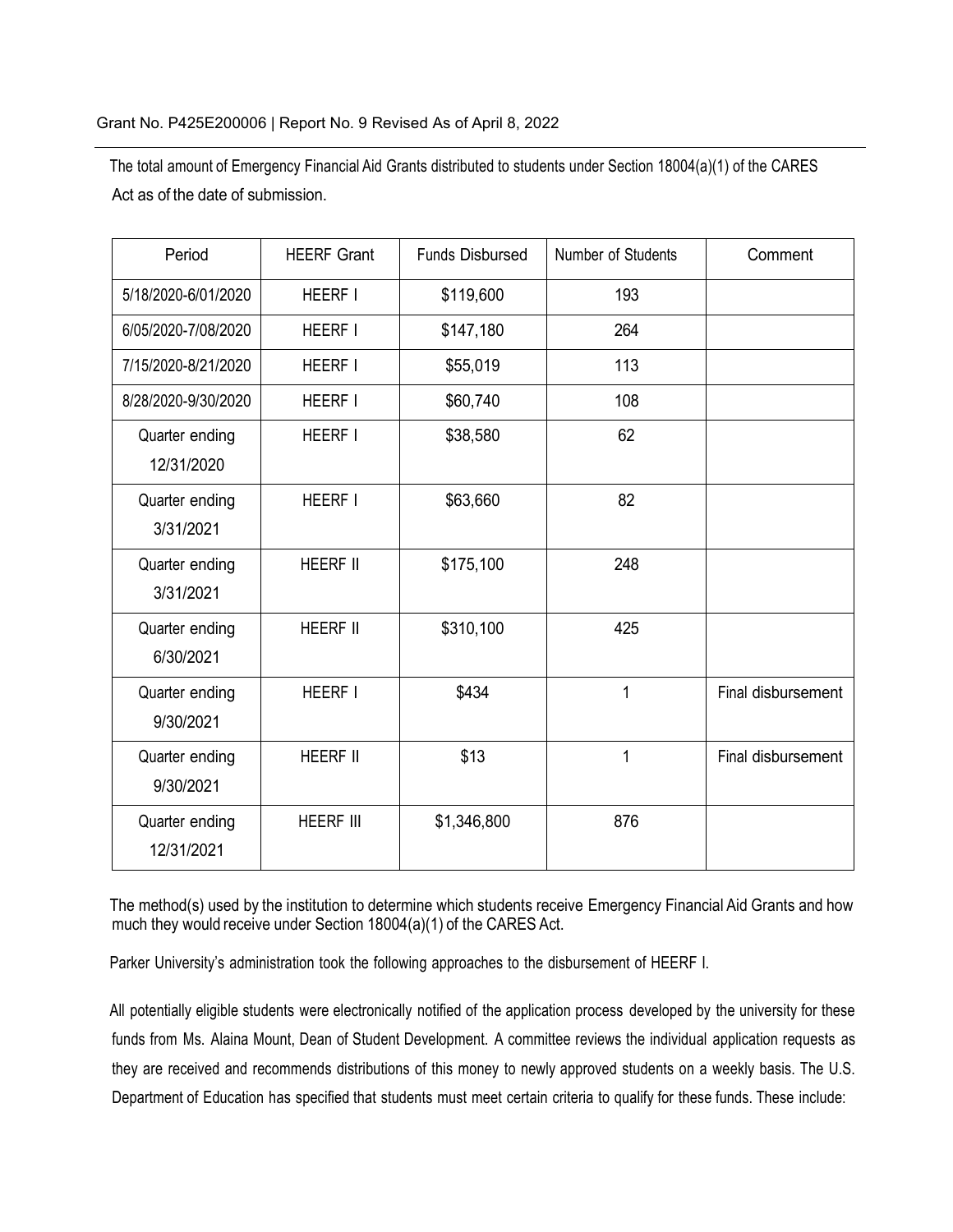Grant No. P425E200006 | Report No. 9 Revised As of April 8, 2022

The total amount of Emergency Financial Aid Grants distributed to students under Section 18004(a)(1) of the CARES Act as of the date of submission.

| Period | HEERF Grant | Funds Disbursed | Number of Students | Comment |
|---|---|---|---|---|
| 5/18/2020-6/01/2020 | HEERF I | $119,600 | 193 | |
| 6/05/2020-7/08/2020 | HEERF I | $147,180 | 264 | |
| 7/15/2020-8/21/2020 | HEERF I | $55,019 | 113 | |
| 8/28/2020-9/30/2020 | HEERF I | $60,740 | 108 | |
| Quarter ending 12/31/2020 | HEERF I | $38,580 | 62 | |
| Quarter ending 3/31/2021 | HEERF I | $63,660 | 82 | |
| Quarter ending 3/31/2021 | HEERF II | $175,100 | 248 | |
| Quarter ending 6/30/2021 | HEERF II | $310,100 | 425 | |
| Quarter ending 9/30/2021 | HEERF I | $434 | 1 | Final disbursement |
| Quarter ending 9/30/2021 | HEERF II | $13 | 1 | Final disbursement |
| Quarter ending 12/31/2021 | HEERF III | $1,346,800 | 876 | |

The method(s) used by the institution to determine which students receive Emergency Financial Aid Grants and how much they would receive under Section 18004(a)(1) of the CARES Act.

Parker University's administration took the following approaches to the disbursement of HEERF I.

All potentially eligible students were electronically notified of the application process developed by the university for these funds from Ms. Alaina Mount, Dean of Student Development. A committee reviews the individual application requests as they are received and recommends distributions of this money to newly approved students on a weekly basis. The U.S. Department of Education has specified that students must meet certain criteria to qualify for these funds. These include: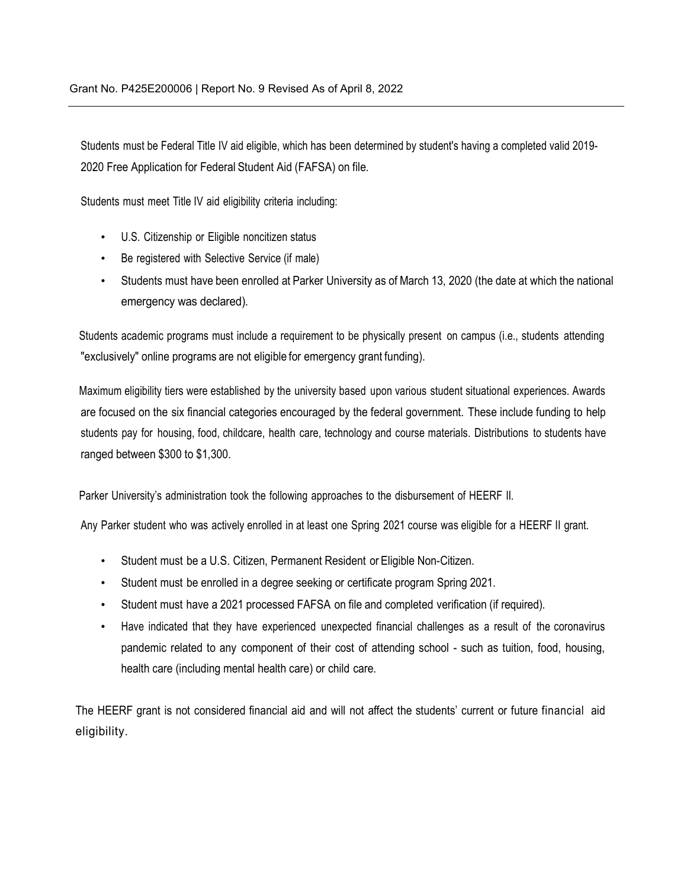Students must be Federal Title IV aid eligible, which has been determined by student's having a completed valid 2019-2020 Free Application for Federal Student Aid (FAFSA) on file.

Students must meet Title IV aid eligibility criteria including:

- U.S. Citizenship or Eligible noncitizen status
- Be registered with Selective Service (if male)
- Students must have been enrolled at Parker University as of March 13, 2020 (the date at which the national emergency was declared).

Students academic programs must include a requirement to be physically present on campus (i.e., students attending "exclusively" online programs are not eligible for emergency grant funding).

Maximum eligibility tiers were established by the university based upon various student situational experiences. Awards are focused on the six financial categories encouraged by the federal government. These include funding to help students pay for housing, food, childcare, health care, technology and course materials. Distributions to students have ranged between $300 to $1,300.

Parker University's administration took the following approaches to the disbursement of HEERF II.

Any Parker student who was actively enrolled in at least one Spring 2021 course was eligible for a HEERF II grant.

- Student must be a U.S. Citizen, Permanent Resident or Eligible Non-Citizen.
- Student must be enrolled in a degree seeking or certificate program Spring 2021.
- Student must have a 2021 processed FAFSA on file and completed verification (if required).
- Have indicated that they have experienced unexpected financial challenges as a result of the coronavirus pandemic related to any component of their cost of attending school - such as tuition, food, housing, health care (including mental health care) or child care.

The HEERF grant is not considered financial aid and will not affect the students' current or future financial aid eligibility.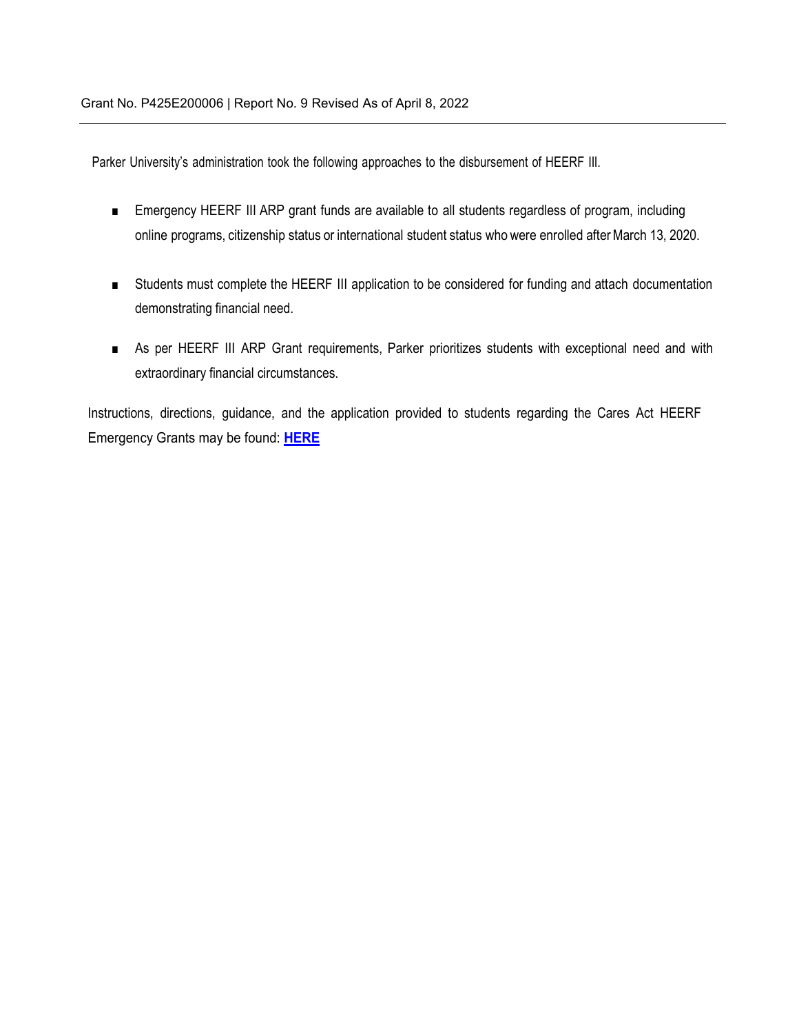Parker University's administration took the following approaches to the disbursement of HEERF III.

- Emergency HEERF III ARP grant funds are available to all students regardless of program, including online programs, citizenship status or international student status who were enrolled after March 13, 2020.

- Students must complete the HEERF III application to be considered for funding and attach documentation demonstrating financial need.

- As per HEERF III ARP Grant requirements, Parker prioritizes students with exceptional need and with extraordinary financial circumstances.

Instructions, directions, guidance, and the application provided to students regarding the Cares Act HEERF Emergency Grants may be found: **HERE**